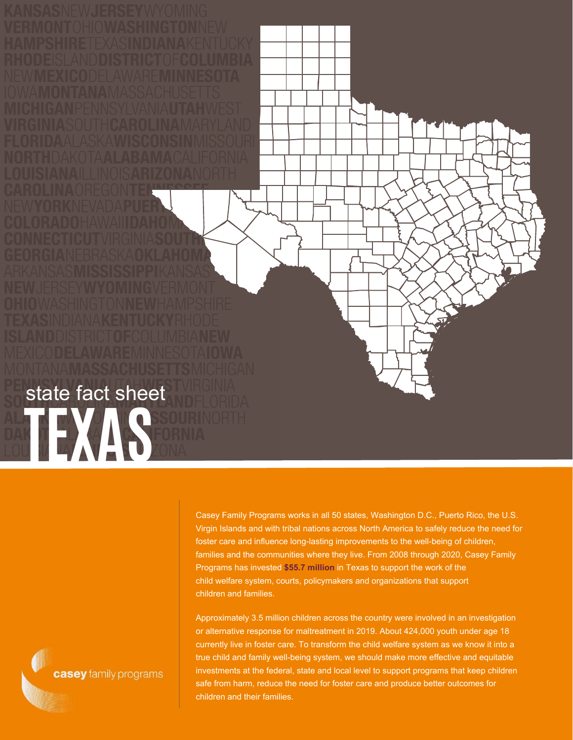# state fact sheet TEXAS

Casey Family Programs works in all 50 states, Washington D.C., Puerto Rico, the U.S. Virgin Islands and with tribal nations across North America to safely reduce the need for foster care and influence long-lasting improvements to the well-being of children, families and the communities where they live. From 2008 through 2020, Casey Family Programs has invested **$55.7 million** in Texas to support the work of the child welfare system, courts, policymakers and organizations that support children and families.

Approximately 3.5 million children across the country were involved in an investigation or alternative response for maltreatment in 2019. About 424,000 youth under age 18 currently live in foster care. To transform the child welfare system as we know it into a true child and family well-being system, we should make more effective and equitable investments at the federal, state and local level to support programs that keep children safe from harm, reduce the need for foster care and produce better outcomes for children and their families.

casey family programs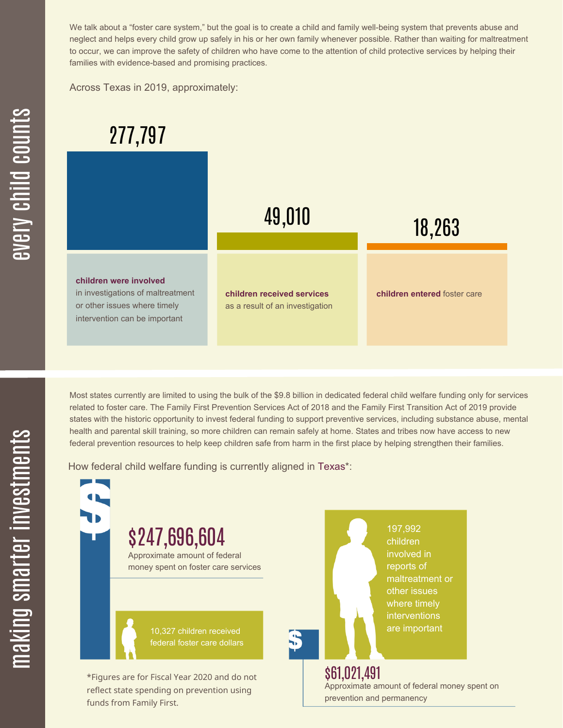## every child counts

We talk about a “foster care system,” but the goal is to create a child and family well-being system that prevents abuse and neglect and helps every child grow up safely in his or her own family whenever possible. Rather than waiting for maltreatment to occur, we can improve the safety of children who have come to the attention of child protective services by helping their families with evidence-based and promising practices.

Across Texas in 2019, approximately:

**277,797**

**children were involved** in investigations of maltreatment or other issues where timely intervention can be important

**49,010**

**children received services** as a result of an investigation

**18,263**

**children entered** foster care

## making smarter investments

Most states currently are limited to using the bulk of the $9.8 billion in dedicated federal child welfare funding only for services related to foster care. The Family First Prevention Services Act of 2018 and the Family First Transition Act of 2019 provide states with the historic opportunity to invest federal funding to support preventive services, including substance abuse, mental health and parental skill training, so more children can remain safely at home. States and tribes now have access to new federal prevention resources to help keep children safe from harm in the first place by helping strengthen their families.

How federal child welfare funding is currently aligned in Texas*:

**$247,696,604**

Approximate amount of federal money spent on foster care services

10,327 children received federal foster care dollars

197,992 children involved in reports of maltreatment or other issues where timely interventions are important

**$61,021,491**

Approximate amount of federal money spent on prevention and permanency

*Figures are for Fiscal Year 2020 and do not reflect state spending on prevention using funds from Family First.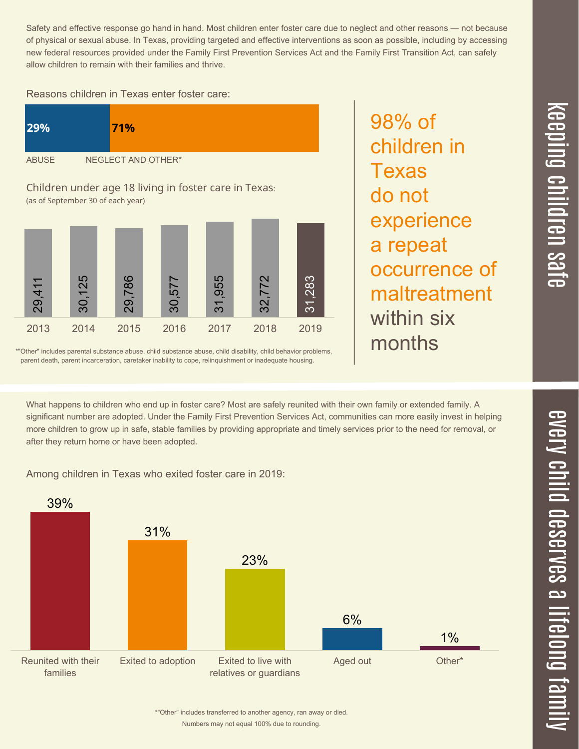## keeping children safe

Safety and effective response go hand in hand. Most children enter foster care due to neglect and other reasons — not because of physical or sexual abuse. In Texas, providing targeted and effective interventions as soon as possible, including by accessing new federal resources provided under the Family First Prevention Services Act and the Family First Transition Act, can safely allow children to remain with their families and thrive.

Reasons children in Texas enter foster care:

| ABUSE | NEGLECT AND OTHER* |
| --- | --- |
| 29% | 71% |

Children under age 18 living in foster care in Texas:
(as of September 30 of each year)

| 2013 | 2014 | 2015 | 2016 | 2017 | 2018 | 2019 |
| --- | --- | --- | --- | --- | --- | --- |
| 29,411 | 30,125 | 29,786 | 30,577 | 31,955 | 32,772 | 31,283 |

*"Other" includes parental substance abuse, child substance abuse, child disability, child behavior problems, parent death, parent incarceration, caretaker inability to cope, relinquishment or inadequate housing.

98% of children in Texas do not experience a repeat occurrence of maltreatment within six months

## every child deserves a lifelong family

What happens to children who end up in foster care? Most are safely reunited with their own family or extended family. A significant number are adopted. Under the Family First Prevention Services Act, communities can more easily invest in helping more children to grow up in safe, stable families by providing appropriate and timely services prior to the need for removal, or after they return home or have been adopted.

Among children in Texas who exited foster care in 2019:

| Reunited with their families | Exited to adoption | Exited to live with relatives or guardians | Aged out | Other* |
| --- | --- | --- | --- | --- |
| 39% | 31% | 23% | 6% | 1% |

*"Other" includes transferred to another agency, ran away or died.
Numbers may not equal 100% due to rounding.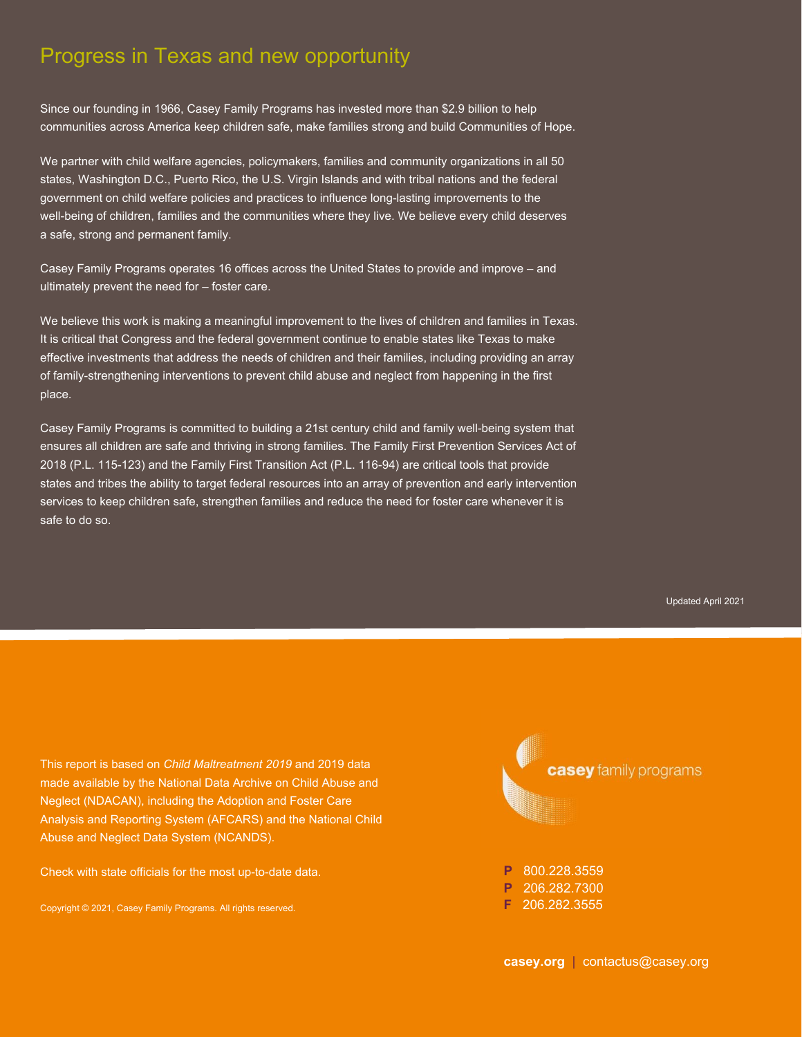## Progress in Texas and new opportunity

Since our founding in 1966, Casey Family Programs has invested more than $2.9 billion to help communities across America keep children safe, make families strong and build Communities of Hope.

We partner with child welfare agencies, policymakers, families and community organizations in all 50 states, Washington D.C., Puerto Rico, the U.S. Virgin Islands and with tribal nations and the federal government on child welfare policies and practices to influence long-lasting improvements to the well-being of children, families and the communities where they live. We believe every child deserves a safe, strong and permanent family.

Casey Family Programs operates 16 offices across the United States to provide and improve – and ultimately prevent the need for – foster care.

We believe this work is making a meaningful improvement to the lives of children and families in Texas. It is critical that Congress and the federal government continue to enable states like Texas to make effective investments that address the needs of children and their families, including providing an array of family-strengthening interventions to prevent child abuse and neglect from happening in the first place.

Casey Family Programs is committed to building a 21st century child and family well-being system that ensures all children are safe and thriving in strong families. The Family First Prevention Services Act of 2018 (P.L. 115-123) and the Family First Transition Act (P.L. 116-94) are critical tools that provide states and tribes the ability to target federal resources into an array of prevention and early intervention services to keep children safe, strengthen families and reduce the need for foster care whenever it is safe to do so.

Updated April 2021

This report is based on *Child Maltreatment 2019* and 2019 data made available by the National Data Archive on Child Abuse and Neglect (NDACAN), including the Adoption and Foster Care Analysis and Reporting System (AFCARS) and the National Child Abuse and Neglect Data System (NCANDS).

Check with state officials for the most up-to-date data.

Copyright © 2021, Casey Family Programs. All rights reserved.

**casey** family programs

**P** 800.228.3559
**P** 206.282.7300
**F** 206.282.3555

**casey.org** | contactus@casey.org